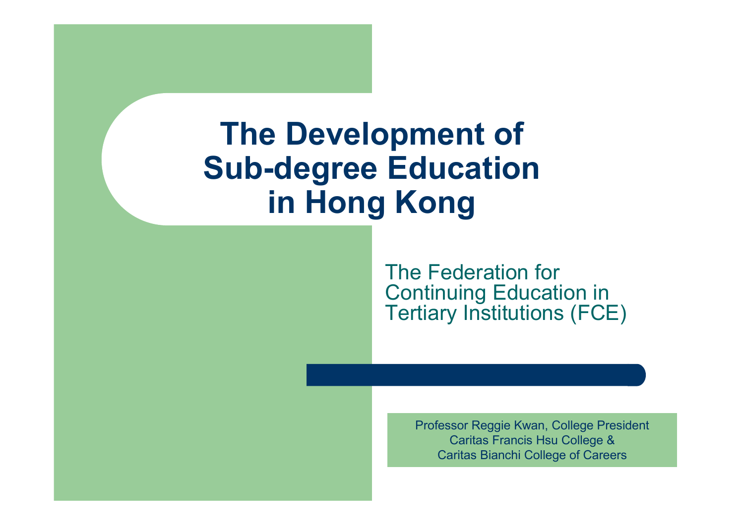# The Development of Sub-degree Education in Hong Kong

The Federation for Continuing Education in Tertiary Institutions (FCE)

Professor Reggie Kwan, College President
Caritas Francis Hsu College &
Caritas Bianchi College of Careers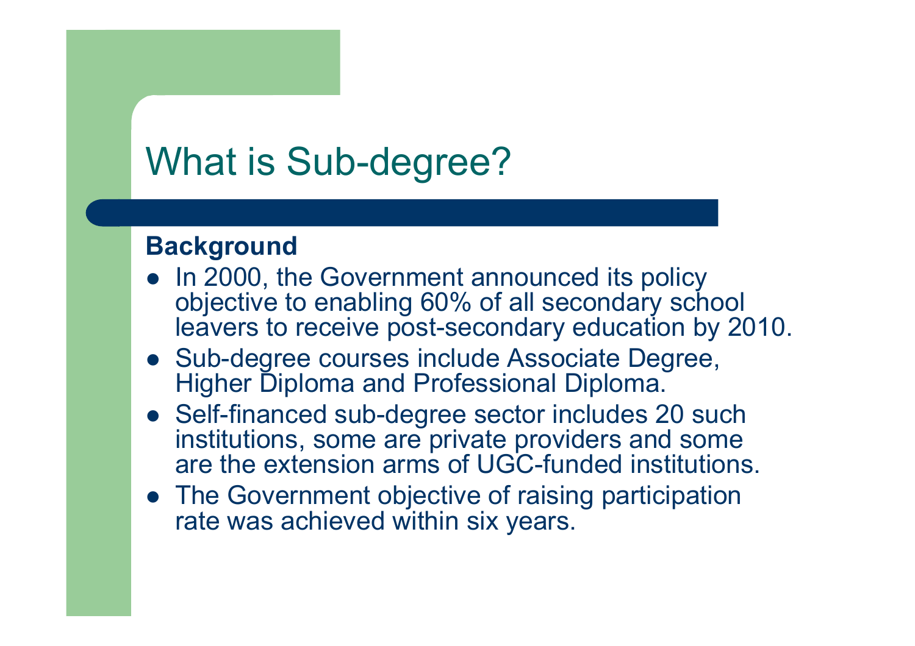# What is Sub-degree?

**Background**

- In 2000, the Government announced its policy objective to enabling 60% of all secondary school leavers to receive post-secondary education by 2010.
- Sub-degree courses include Associate Degree, Higher Diploma and Professional Diploma.
- Self-financed sub-degree sector includes 20 such institutions, some are private providers and some are the extension arms of UGC-funded institutions.
- The Government objective of raising participation rate was achieved within six years.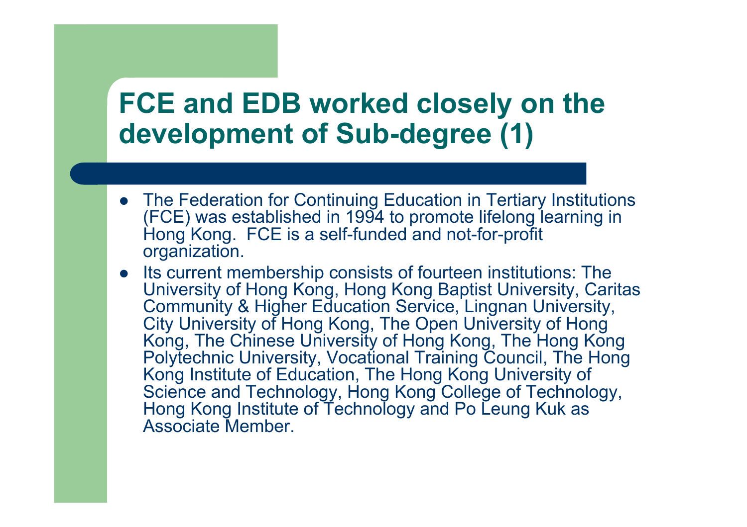# FCE and EDB worked closely on the development of Sub-degree (1)

- The Federation for Continuing Education in Tertiary Institutions (FCE) was established in 1994 to promote lifelong learning in Hong Kong. FCE is a self-funded and not-for-profit organization.
- Its current membership consists of fourteen institutions: The University of Hong Kong, Hong Kong Baptist University, Caritas Community & Higher Education Service, Lingnan University, City University of Hong Kong, The Open University of Hong Kong, The Chinese University of Hong Kong, The Hong Kong Polytechnic University, Vocational Training Council, The Hong Kong Institute of Education, The Hong Kong University of Science and Technology, Hong Kong College of Technology, Hong Kong Institute of Technology and Po Leung Kuk as Associate Member.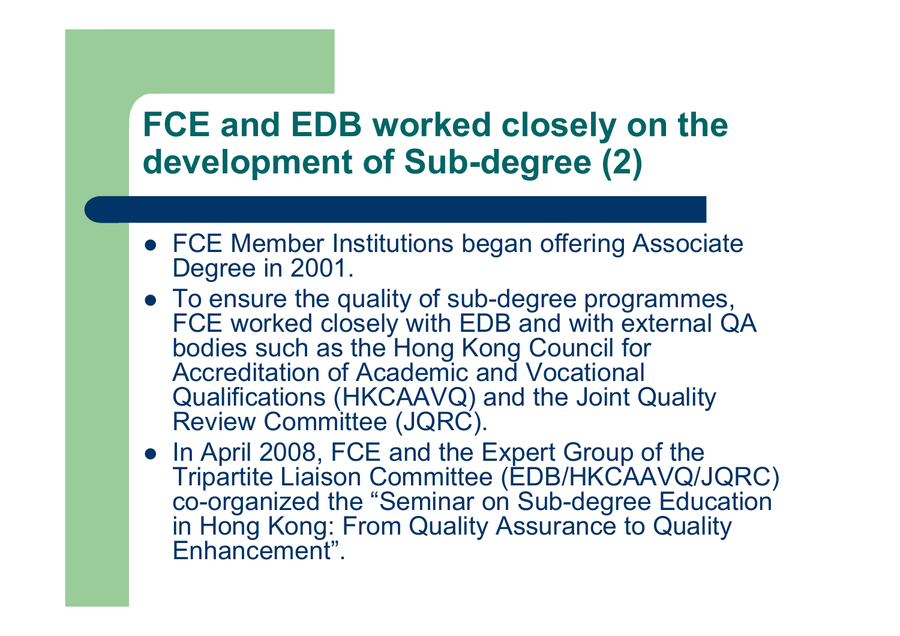# FCE and EDB worked closely on the development of Sub-degree (2)

- FCE Member Institutions began offering Associate Degree in 2001.
- To ensure the quality of sub-degree programmes, FCE worked closely with EDB and with external QA bodies such as the Hong Kong Council for Accreditation of Academic and Vocational Qualifications (HKCAAVQ) and the Joint Quality Review Committee (JQRC).
- In April 2008, FCE and the Expert Group of the Tripartite Liaison Committee (EDB/HKCAAVQ/JQRC) co-organized the "Seminar on Sub-degree Education in Hong Kong: From Quality Assurance to Quality Enhancement".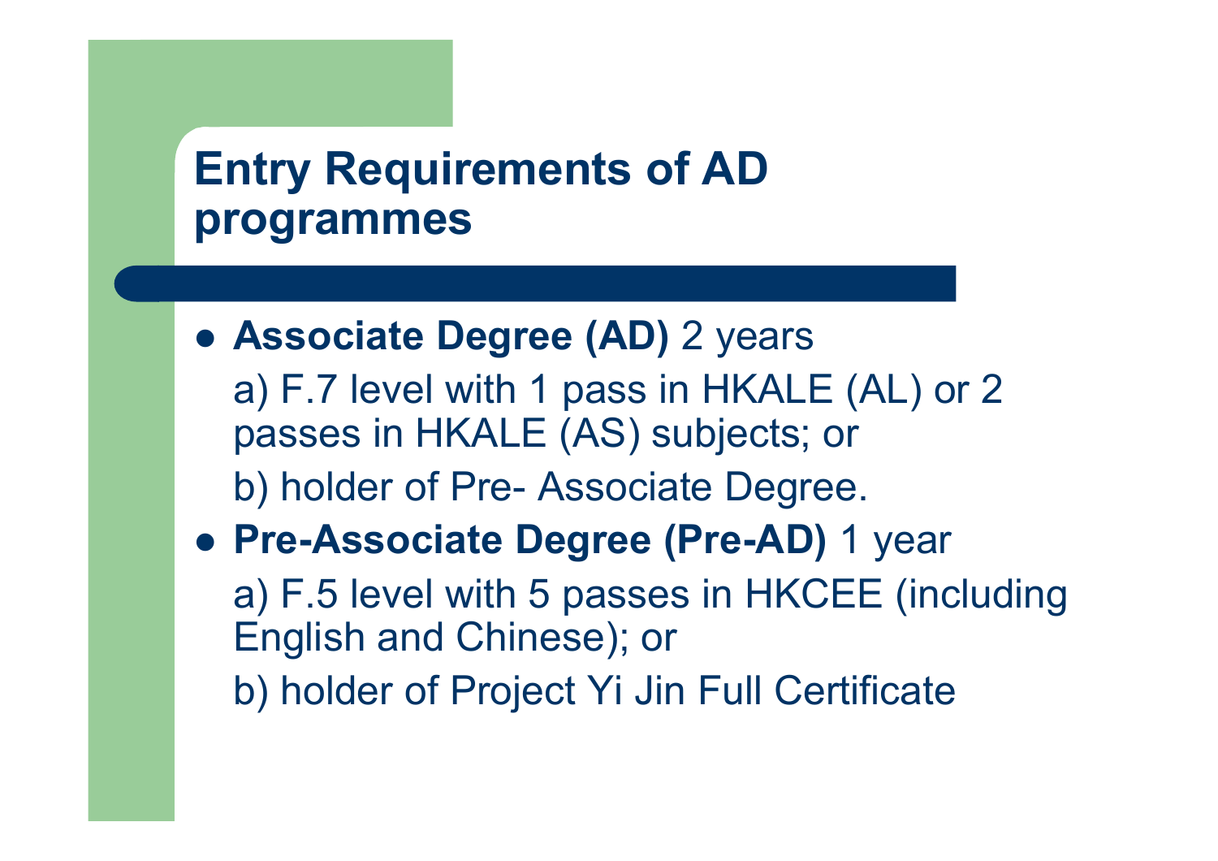# Entry Requirements of AD programmes

- **Associate Degree (AD)** 2 years

  a) F.7 level with 1 pass in HKALE (AL) or 2 passes in HKALE (AS) subjects; or

  b) holder of Pre- Associate Degree.

- **Pre-Associate Degree (Pre-AD)** 1 year

  a) F.5 level with 5 passes in HKCEE (including English and Chinese); or

  b) holder of Project Yi Jin Full Certificate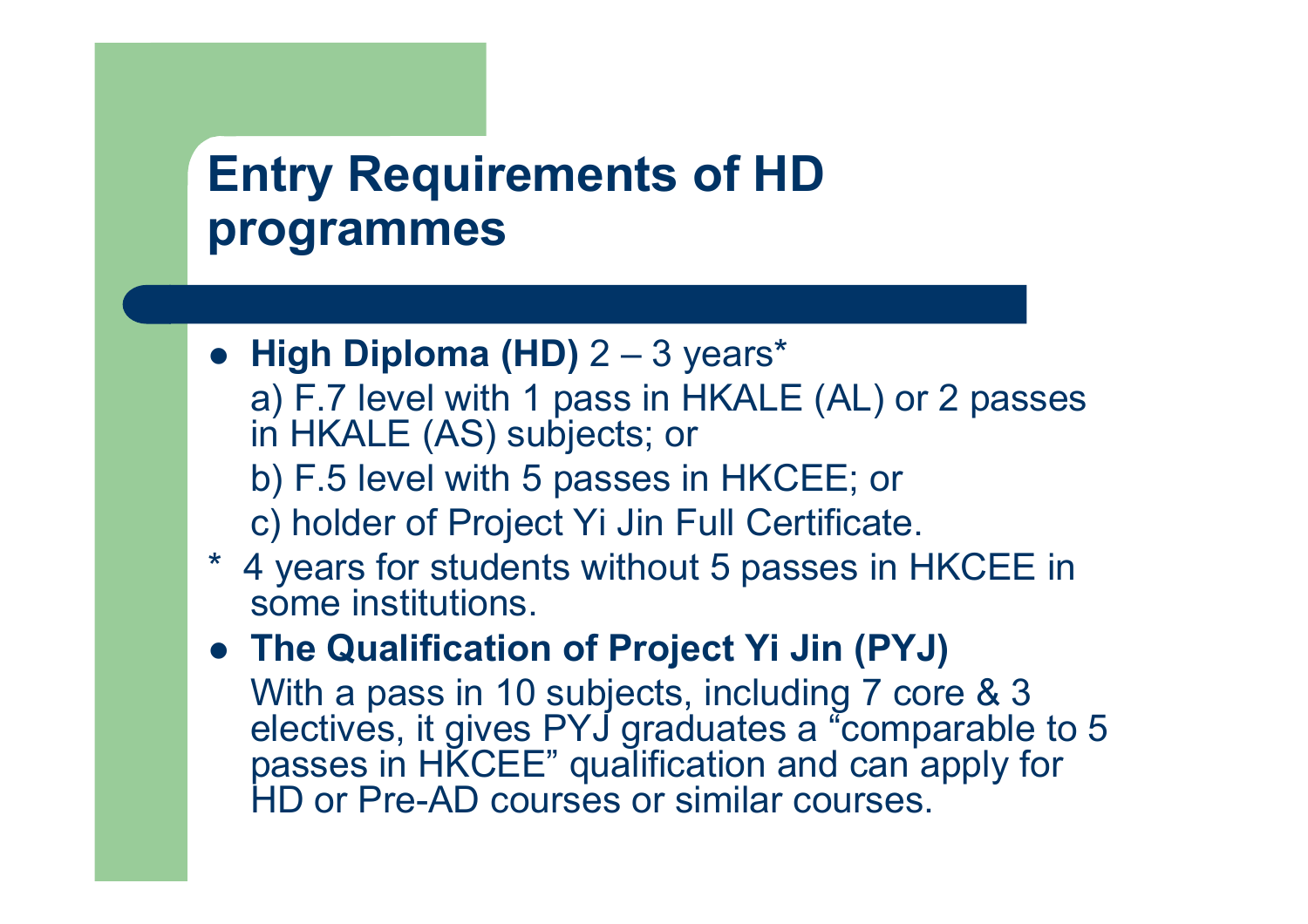# Entry Requirements of HD programmes

- **High Diploma (HD)** 2 – 3 years*

  a) F.7 level with 1 pass in HKALE (AL) or 2 passes in HKALE (AS) subjects; or

  b) F.5 level with 5 passes in HKCEE; or

  c) holder of Project Yi Jin Full Certificate.

\* 4 years for students without 5 passes in HKCEE in some institutions.

- **The Qualification of Project Yi Jin (PYJ)**

  With a pass in 10 subjects, including 7 core & 3 electives, it gives PYJ graduates a "comparable to 5 passes in HKCEE" qualification and can apply for HD or Pre-AD courses or similar courses.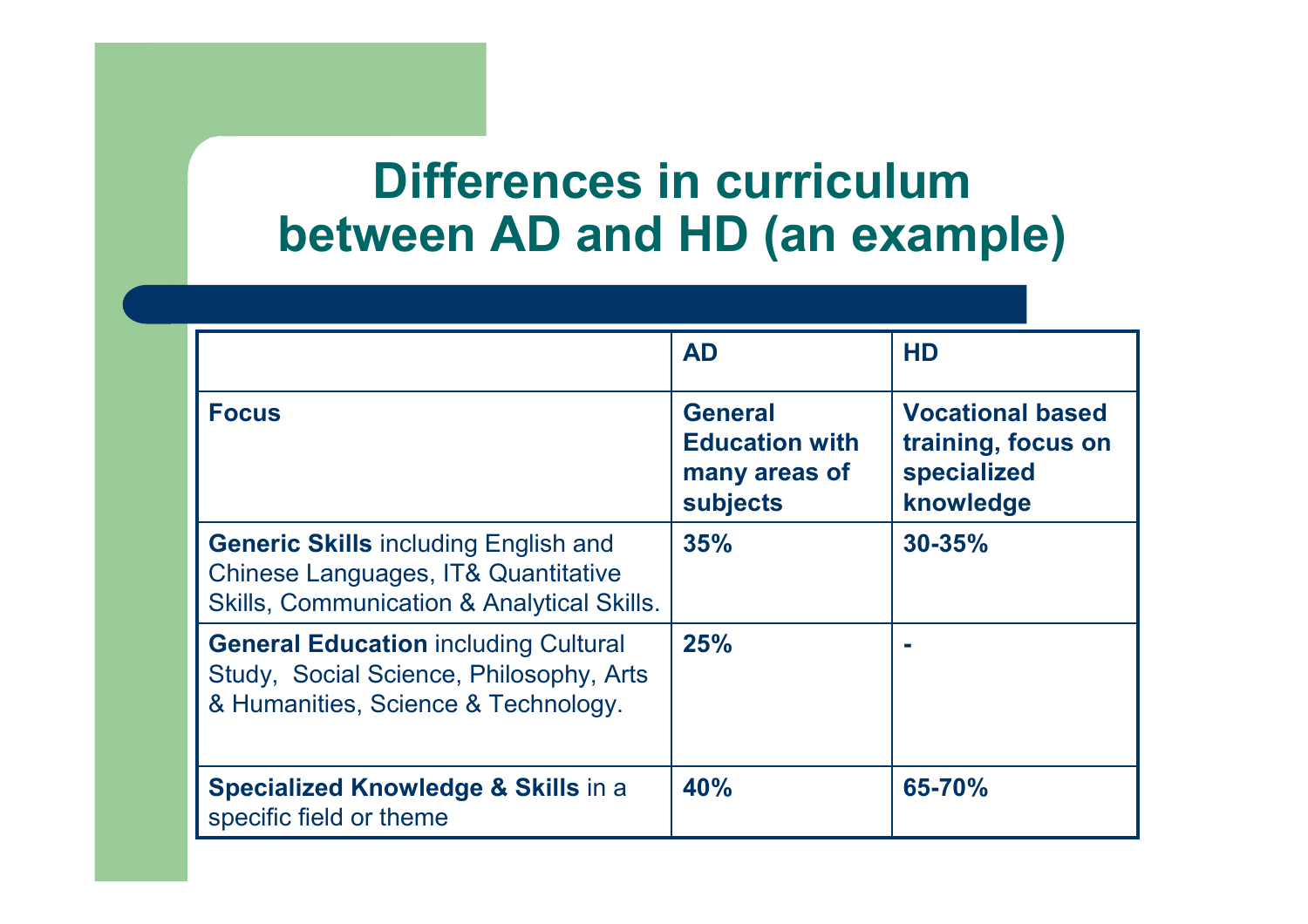# Differences in curriculum between AD and HD (an example)

| | AD | HD |
|---|---|---|
| **Focus** | **General Education with many areas of subjects** | **Vocational based training, focus on specialized knowledge** |
| **Generic Skills** including English and Chinese Languages, IT& Quantitative Skills, Communication & Analytical Skills. | **35%** | **30-35%** |
| **General Education** including Cultural Study, Social Science, Philosophy, Arts & Humanities, Science & Technology. | **25%** | **-** |
| **Specialized Knowledge & Skills** in a specific field or theme | **40%** | **65-70%** |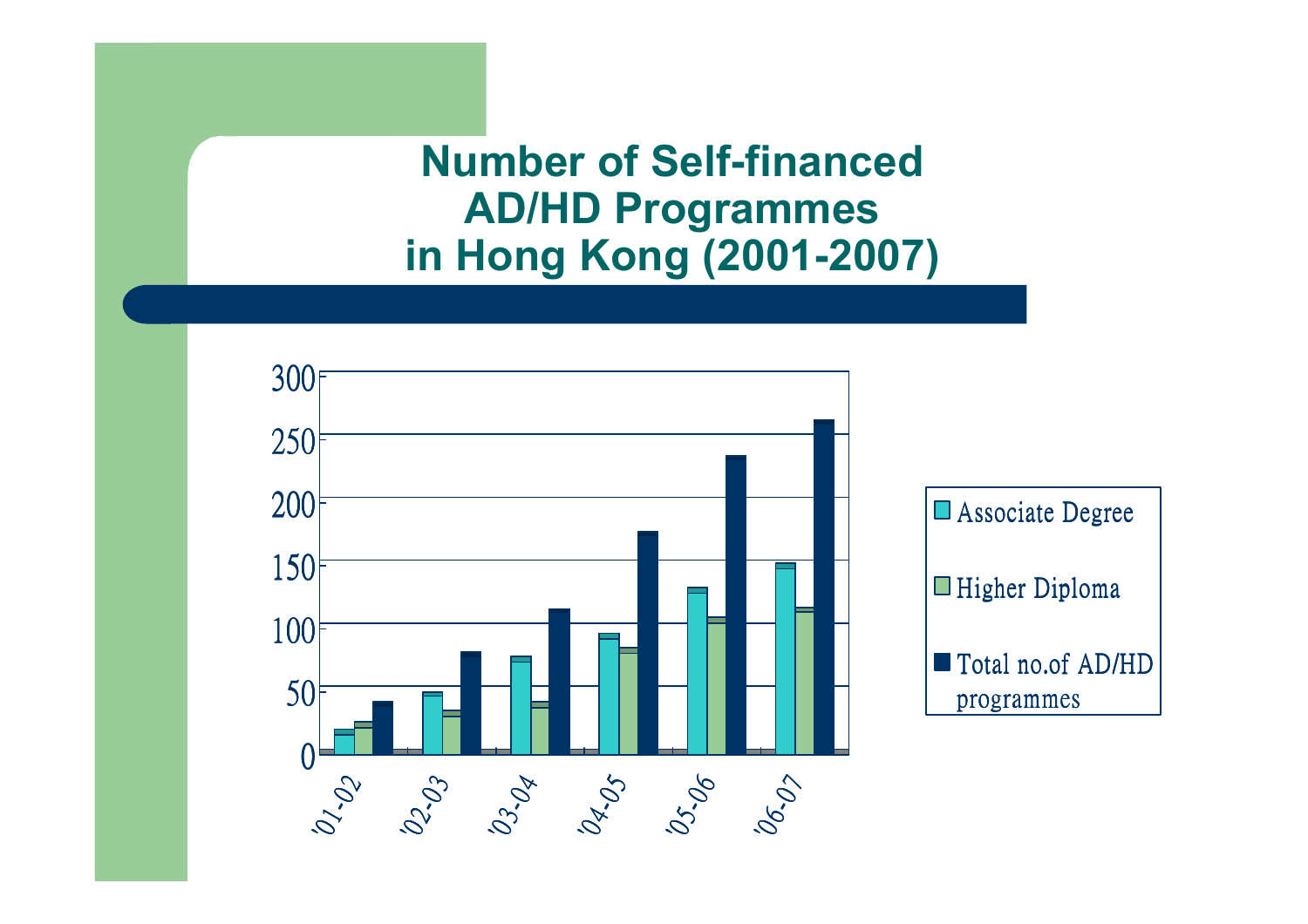# Number of Self-financed AD/HD Programmes in Hong Kong (2001-2007)

| Year | Associate Degree | Higher Diploma | Total no.of AD/HD programmes |
|---|---|---|---|
| '01-02 | 18 | 24 | 40 |
| '02-03 | 48 | 33 | 79 |
| '03-04 | 76 | 40 | 113 |
| '04-05 | 94 | 83 | 175 |
| '05-06 | 130 | 106 | 235 |
| '06-07 | 150 | 114 | 263 |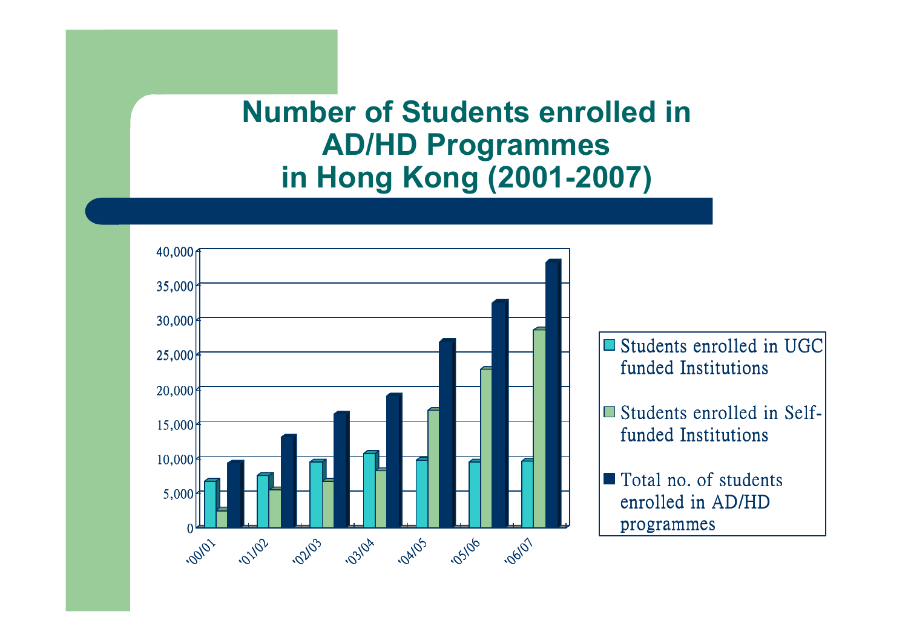# Number of Students enrolled in AD/HD Programmes in Hong Kong (2001-2007)

40,000
35,000
30,000
25,000
20,000
15,000
10,000
5,000
0

'00/01 '01/02 '02/03 '03/04 '04/05 '05/06 '06/07

- Students enrolled in UGC funded Institutions
- Students enrolled in Self-funded Institutions
- Total no. of students enrolled in AD/HD programmes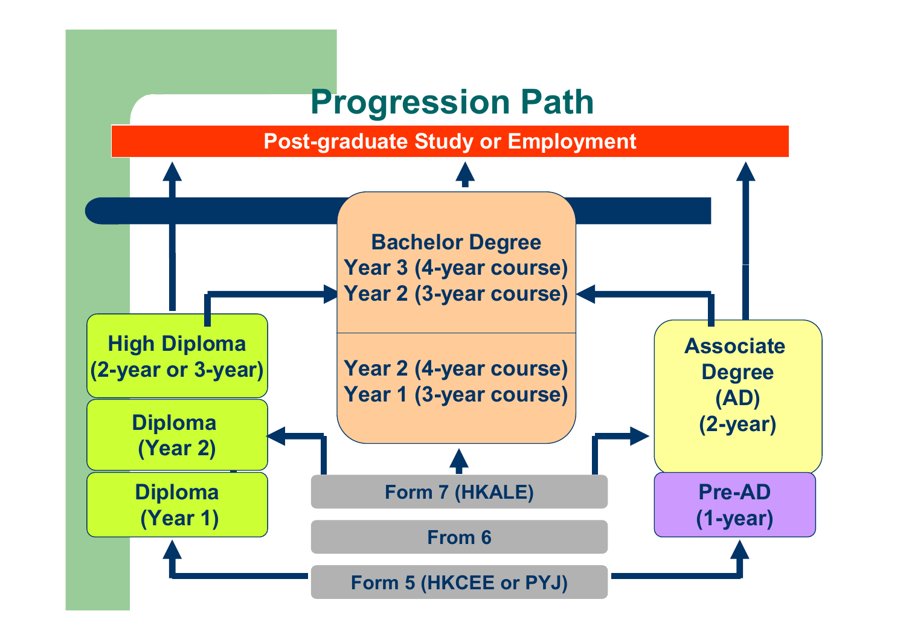# Progression Path

**Post-graduate Study or Employment**

**Bachelor Degree**
Year 3 (4-year course)
Year 2 (3-year course)

Year 2 (4-year course)
Year 1 (3-year course)

**High Diploma**
(2-year or 3-year)

**Diploma**
(Year 2)

**Diploma**
(Year 1)

**Associate Degree (AD)**
(2-year)

**Pre-AD**
(1-year)

Form 7 (HKALE)

From 6

Form 5 (HKCEE or PYJ)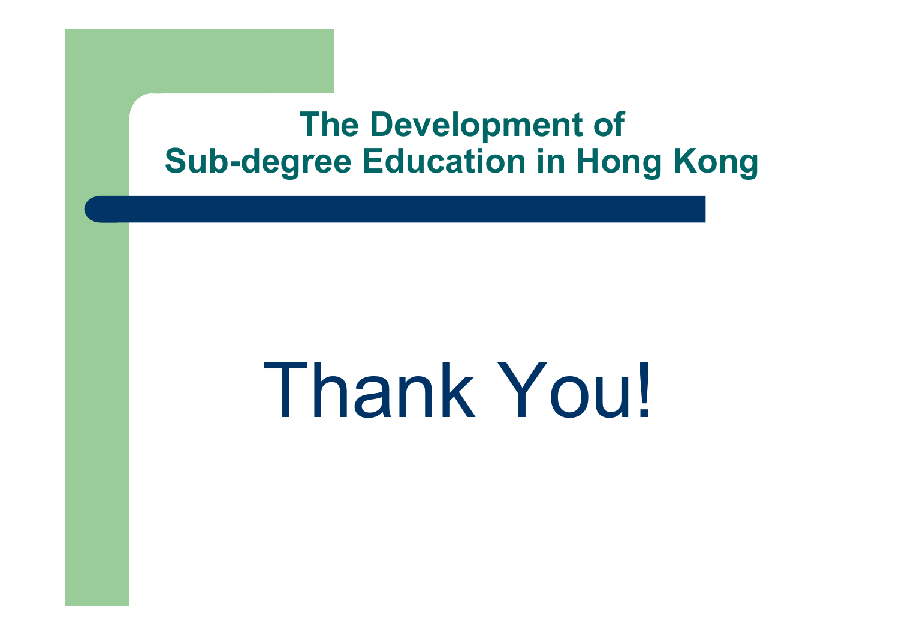## The Development of Sub-degree Education in Hong Kong

# Thank You!